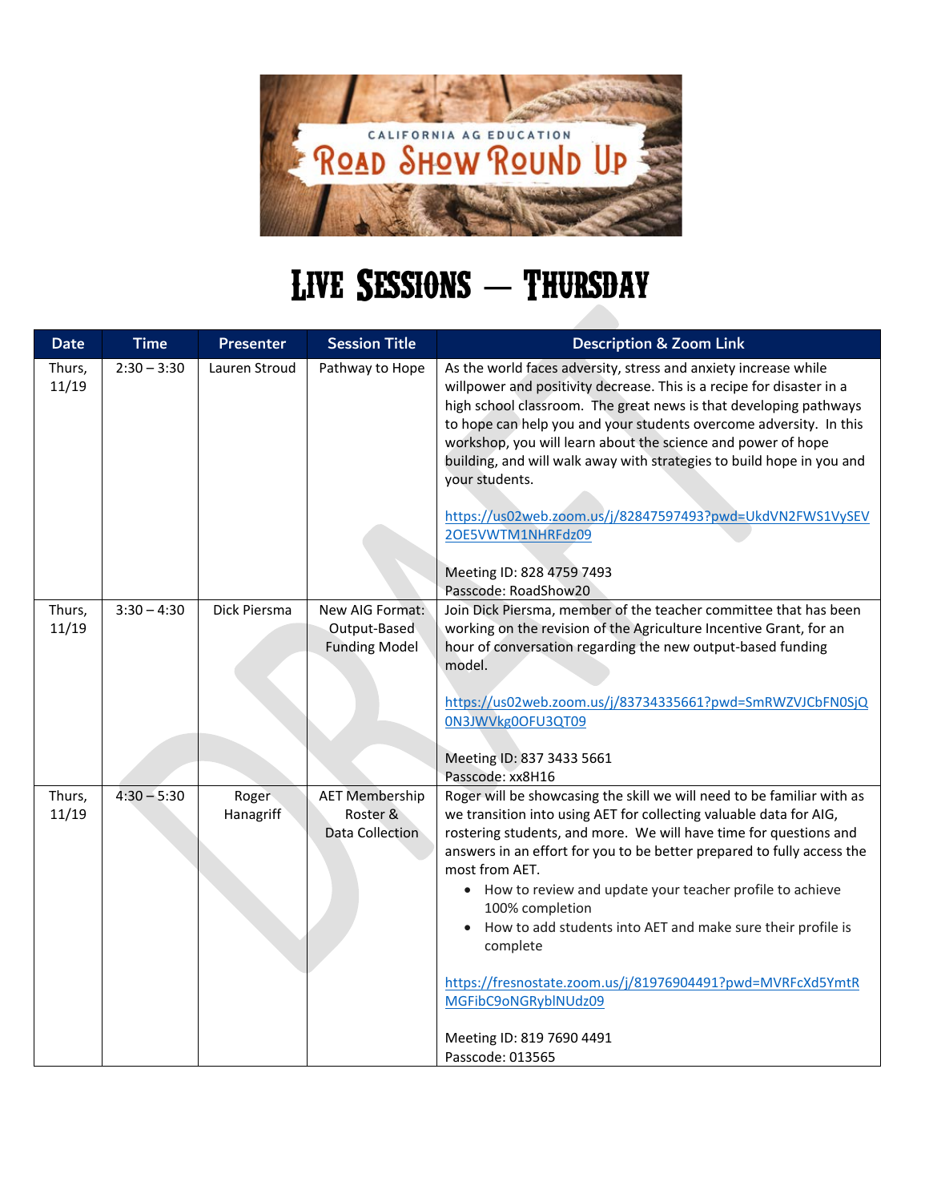CALIFORNIA AG EDUCATION

ROAD SHOW ROUND UP

# LIVE SESSIONS – THURSDAY

| Date | Time | Presenter | Session Title | Description & Zoom Link |
|---|---|---|---|---|
| Thurs, 11/19 | 2:30 – 3:30 | Lauren Stroud | Pathway to Hope | As the world faces adversity, stress and anxiety increase while willpower and positivity decrease. This is a recipe for disaster in a high school classroom. The great news is that developing pathways to hope can help you and your students overcome adversity. In this workshop, you will learn about the science and power of hope building, and will walk away with strategies to build hope in you and your students.<br><br>https://us02web.zoom.us/j/82847597493?pwd=UkdVN2FWS1VySEV2OE5VWTM1NHRFdz09<br><br>Meeting ID: 828 4759 7493<br>Passcode: RoadShow20 |
| Thurs, 11/19 | 3:30 – 4:30 | Dick Piersma | New AIG Format: Output-Based Funding Model | Join Dick Piersma, member of the teacher committee that has been working on the revision of the Agriculture Incentive Grant, for an hour of conversation regarding the new output-based funding model.<br><br>https://us02web.zoom.us/j/83734335661?pwd=SmRWZVJCbFN0SjQ0N3JWVkg0OFU3QT09<br><br>Meeting ID: 837 3433 5661<br>Passcode: xx8H16 |
| Thurs, 11/19 | 4:30 – 5:30 | Roger Hanagriff | AET Membership Roster & Data Collection | Roger will be showcasing the skill we will need to be familiar with as we transition into using AET for collecting valuable data for AIG, rostering students, and more. We will have time for questions and answers in an effort for you to be better prepared to fully access the most from AET.<br>• How to review and update your teacher profile to achieve 100% completion<br>• How to add students into AET and make sure their profile is complete<br><br>https://fresnostate.zoom.us/j/81976904491?pwd=MVRFcXd5YmtRMGFibC9oNGRyblNUdz09<br><br>Meeting ID: 819 7690 4491<br>Passcode: 013565 |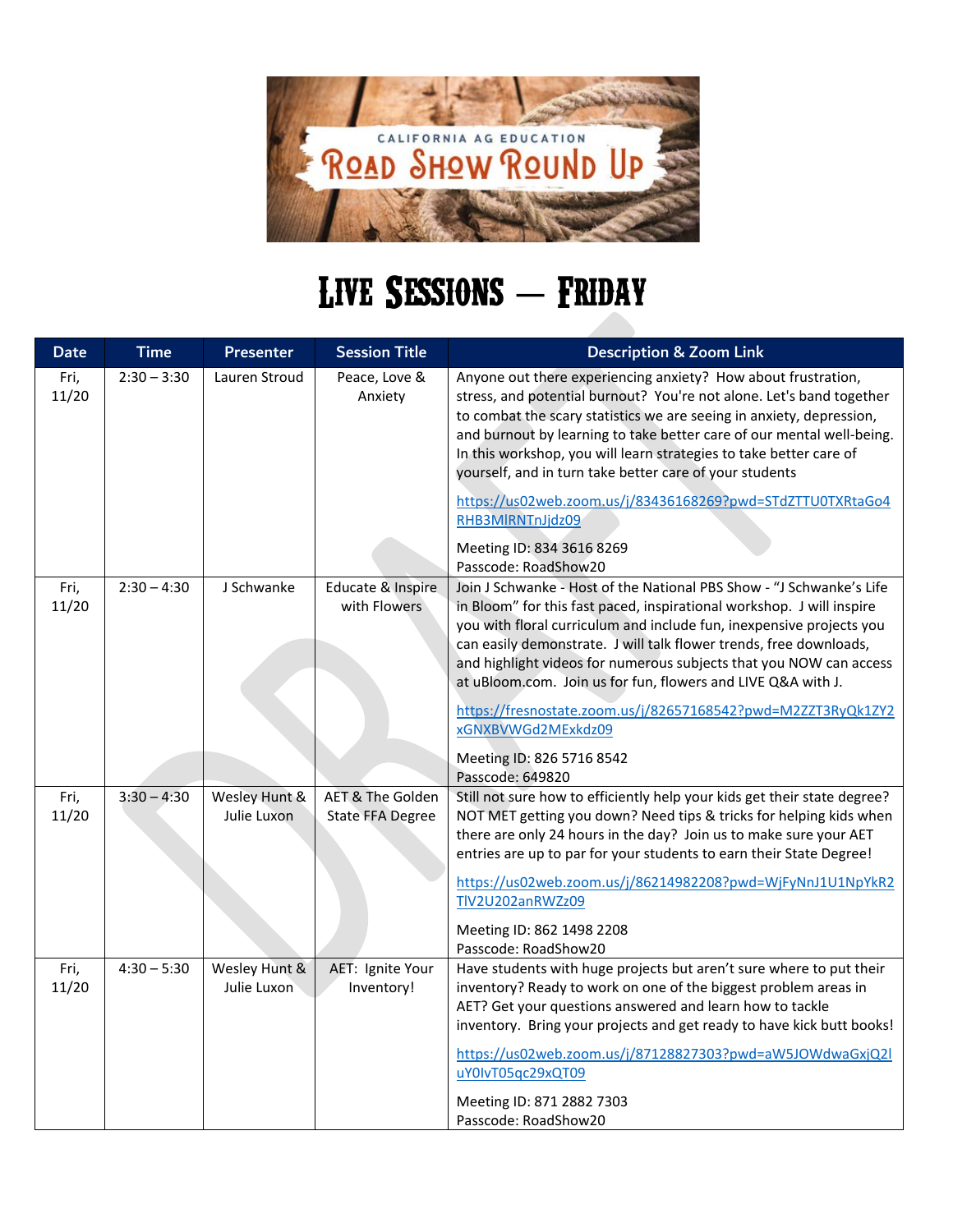# Live Sessions — Friday

| Date | Time | Presenter | Session Title | Description & Zoom Link |
|---|---|---|---|---|
| Fri, 11/20 | 2:30 – 3:30 | Lauren Stroud | Peace, Love & Anxiety | Anyone out there experiencing anxiety? How about frustration, stress, and potential burnout? You're not alone. Let's band together to combat the scary statistics we are seeing in anxiety, depression, and burnout by learning to take better care of our mental well-being. In this workshop, you will learn strategies to take better care of yourself, and in turn take better care of your students<br><br>https://us02web.zoom.us/j/83436168269?pwd=STdZTTU0TXRtaGo4RHB3MlRNTnJjdz09<br><br>Meeting ID: 834 3616 8269<br>Passcode: RoadShow20 |
| Fri, 11/20 | 2:30 – 4:30 | J Schwanke | Educate & Inspire with Flowers | Join J Schwanke - Host of the National PBS Show - "J Schwanke's Life in Bloom" for this fast paced, inspirational workshop. J will inspire you with floral curriculum and include fun, inexpensive projects you can easily demonstrate. J will talk flower trends, free downloads, and highlight videos for numerous subjects that you NOW can access at uBloom.com. Join us for fun, flowers and LIVE Q&A with J.<br><br>https://fresnostate.zoom.us/j/82657168542?pwd=M2ZZT3RyQk1ZY2xGNXBVWGd2MExkdz09<br><br>Meeting ID: 826 5716 8542<br>Passcode: 649820 |
| Fri, 11/20 | 3:30 – 4:30 | Wesley Hunt & Julie Luxon | AET & The Golden State FFA Degree | Still not sure how to efficiently help your kids get their state degree? NOT MET getting you down? Need tips & tricks for helping kids when there are only 24 hours in the day? Join us to make sure your AET entries are up to par for your students to earn their State Degree!<br><br>https://us02web.zoom.us/j/86214982208?pwd=WjFyNnJ1U1NpYkR2TlV2U202anRWZz09<br><br>Meeting ID: 862 1498 2208<br>Passcode: RoadShow20 |
| Fri, 11/20 | 4:30 – 5:30 | Wesley Hunt & Julie Luxon | AET: Ignite Your Inventory! | Have students with huge projects but aren't sure where to put their inventory? Ready to work on one of the biggest problem areas in AET? Get your questions answered and learn how to tackle inventory. Bring your projects and get ready to have kick butt books!<br><br>https://us02web.zoom.us/j/87128827303?pwd=aW5JOWdwaGxjQ2luY0lvT05qc29xQT09<br><br>Meeting ID: 871 2882 7303<br>Passcode: RoadShow20 |